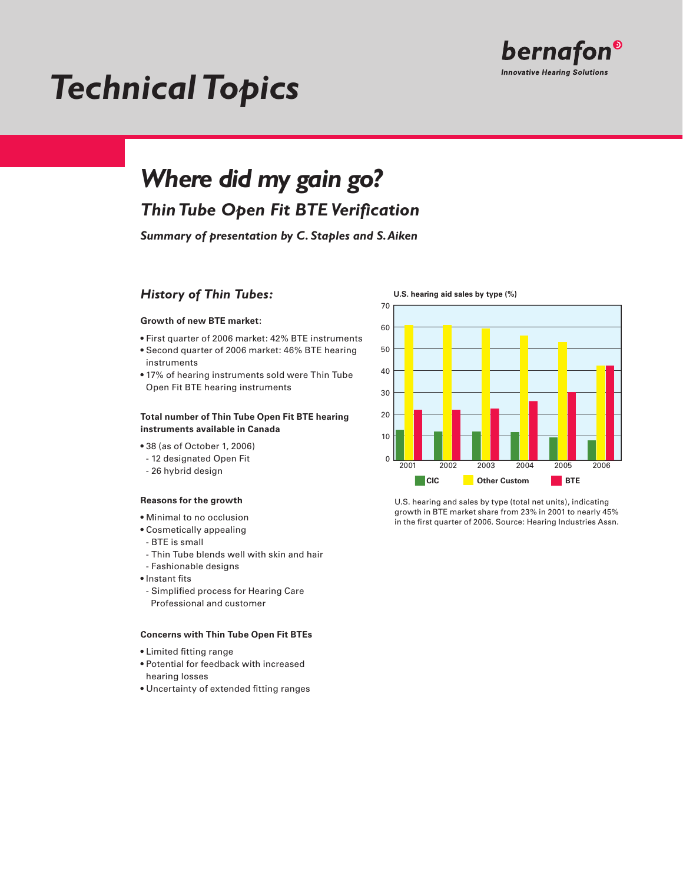# Technical Topics

bernafon
Innovative Hearing Solutions

## *Where did my gain go?*

### *Thin Tube Open Fit BTE Verification*

***Summary of presentation by C. Staples and S. Aiken***

### *History of Thin Tubes:*

**Growth of new BTE market:**

- First quarter of 2006 market: 42% BTE instruments
- Second quarter of 2006 market: 46% BTE hearing instruments
- 17% of hearing instruments sold were Thin Tube Open Fit BTE hearing instruments

**Total number of Thin Tube Open Fit BTE hearing instruments available in Canada**

- 38 (as of October 1, 2006)
  - 12 designated Open Fit
  - 26 hybrid design

**Reasons for the growth**

- Minimal to no occlusion
- Cosmetically appealing
  - BTE is small
  - Thin Tube blends well with skin and hair
  - Fashionable designs
- Instant fits
  - Simplified process for Hearing Care Professional and customer

**Concerns with Thin Tube Open Fit BTEs**

- Limited fitting range
- Potential for feedback with increased hearing losses
- Uncertainty of extended fitting ranges

**U.S. hearing aid sales by type (%)**

| Year | CIC | Other Custom | BTE |
|---|---|---|---|
| 2001 | 13 | 61 | 22 |
| 2002 | 12 | 61 | 22 |
| 2003 | 12 | 59 | 22.5 |
| 2004 | 12 | 56 | 26 |
| 2005 | 9.5 | 53 | 30 |
| 2006 | 8.5 | 42 | 42 |

U.S. hearing and sales by type (total net units), indicating growth in BTE market share from 23% in 2001 to nearly 45% in the first quarter of 2006. Source: Hearing Industries Assn.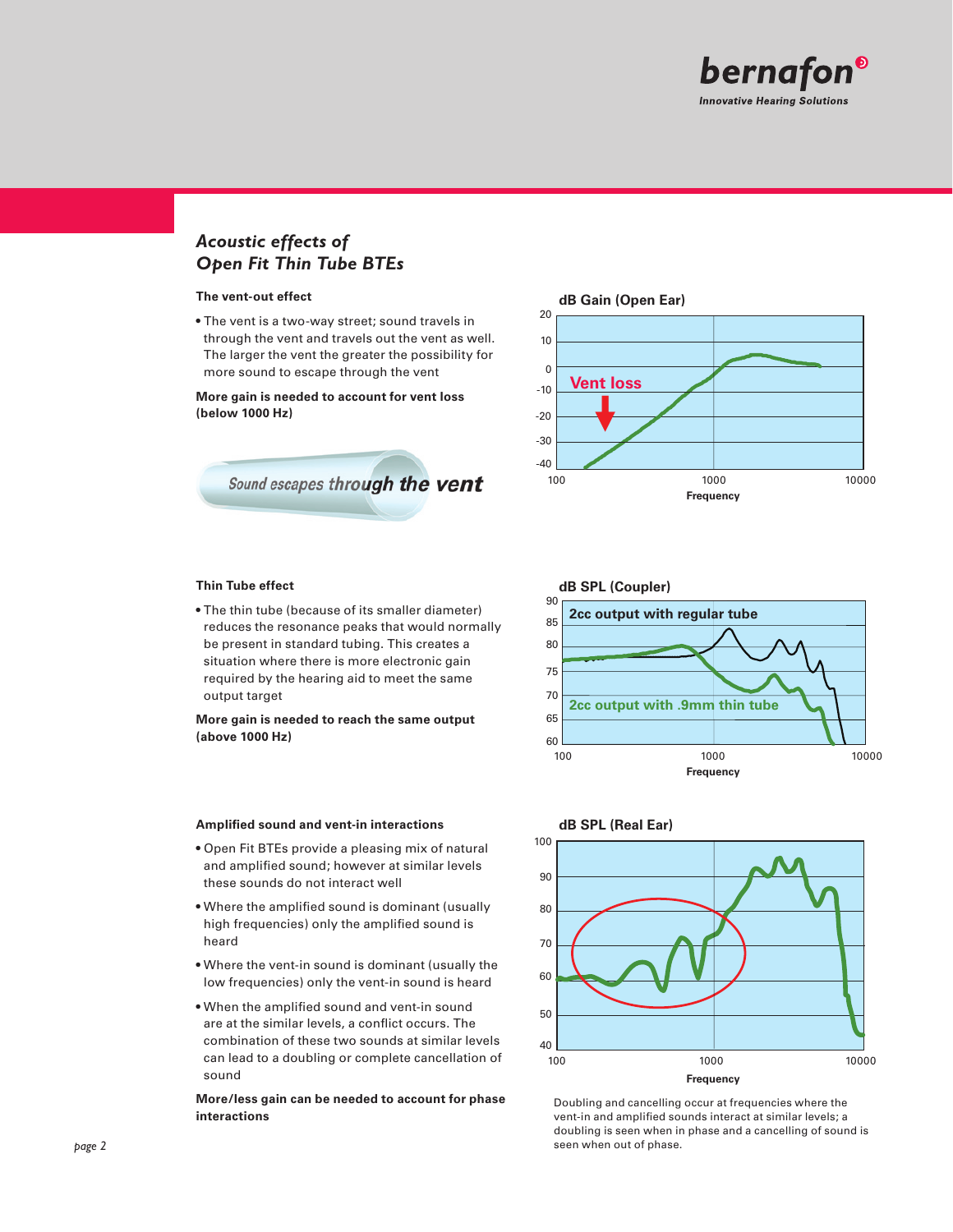# Acoustic effects of Open Fit Thin Tube BTEs

### The vent-out effect

- The vent is a two-way street; sound travels in through the vent and travels out the vent as well. The larger the vent the greater the possibility for more sound to escape through the vent

**More gain is needed to account for vent loss (below 1000 Hz)**

Sound escapes through the vent

dB Gain (Open Ear)

Vent loss

Frequency

### Thin Tube effect

- The thin tube (because of its smaller diameter) reduces the resonance peaks that would normally be present in standard tubing. This creates a situation where there is more electronic gain required by the hearing aid to meet the same output target

**More gain is needed to reach the same output (above 1000 Hz)**

dB SPL (Coupler)

2cc output with regular tube

2cc output with .9mm thin tube

Frequency

### Amplified sound and vent-in interactions

- Open Fit BTEs provide a pleasing mix of natural and amplified sound; however at similar levels these sounds do not interact well
- Where the amplified sound is dominant (usually high frequencies) only the amplified sound is heard
- Where the vent-in sound is dominant (usually the low frequencies) only the vent-in sound is heard
- When the amplified sound and vent-in sound are at the similar levels, a conflict occurs. The combination of these two sounds at similar levels can lead to a doubling or complete cancellation of sound

**More/less gain can be needed to account for phase interactions**

dB SPL (Real Ear)

Frequency

Doubling and cancelling occur at frequencies where the vent-in and amplified sounds interact at similar levels; a doubling is seen when in phase and a cancelling of sound is seen when out of phase.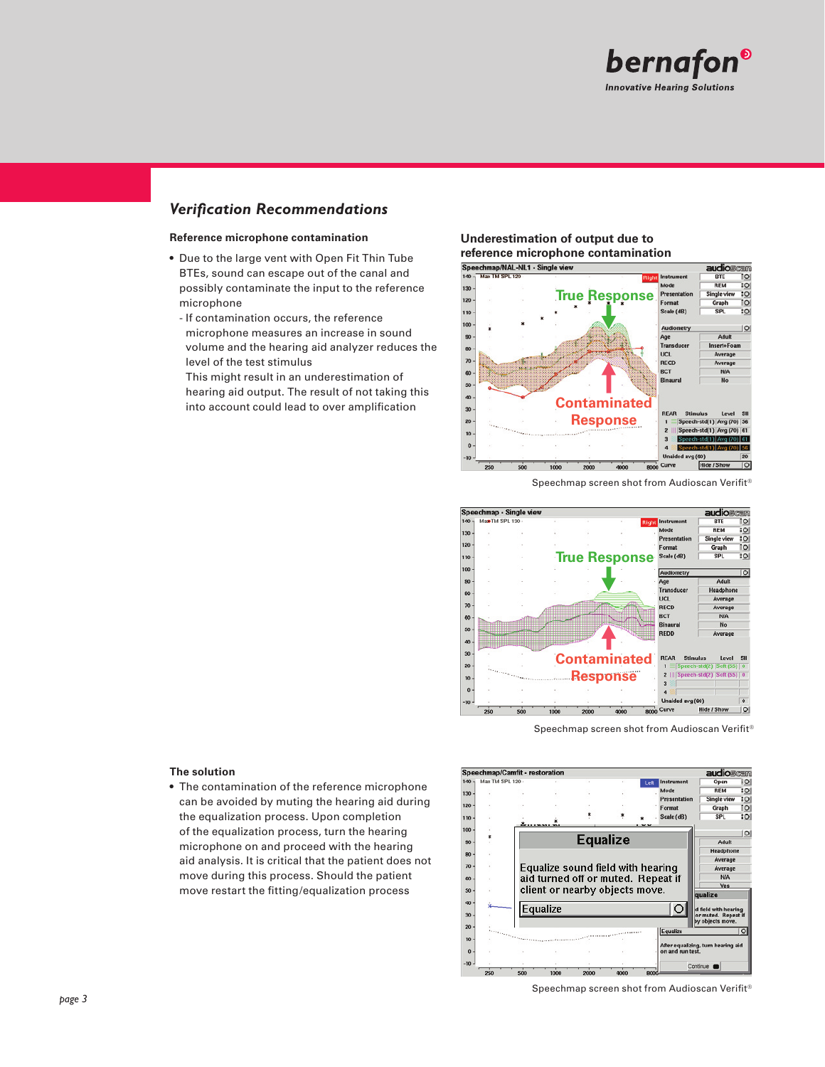## *Verification Recommendations*

### Reference microphone contamination

- Due to the large vent with Open Fit Thin Tube BTEs, sound can escape out of the canal and possibly contaminate the input to the reference microphone
  - If contamination occurs, the reference microphone measures an increase in sound volume and the hearing aid analyzer reduces the level of the test stimulus
    This might result in an underestimation of hearing aid output. The result of not taking this into account could lead to over amplification

### Underestimation of output due to reference microphone contamination

Speechmap screen shot from Audioscan Verifit®

Speechmap screen shot from Audioscan Verifit®

### The solution

- The contamination of the reference microphone can be avoided by muting the hearing aid during the equalization process. Upon completion of the equalization process, turn the hearing microphone on and proceed with the hearing aid analysis. It is critical that the patient does not move during this process. Should the patient move restart the fitting/equalization process

Speechmap screen shot from Audioscan Verifit®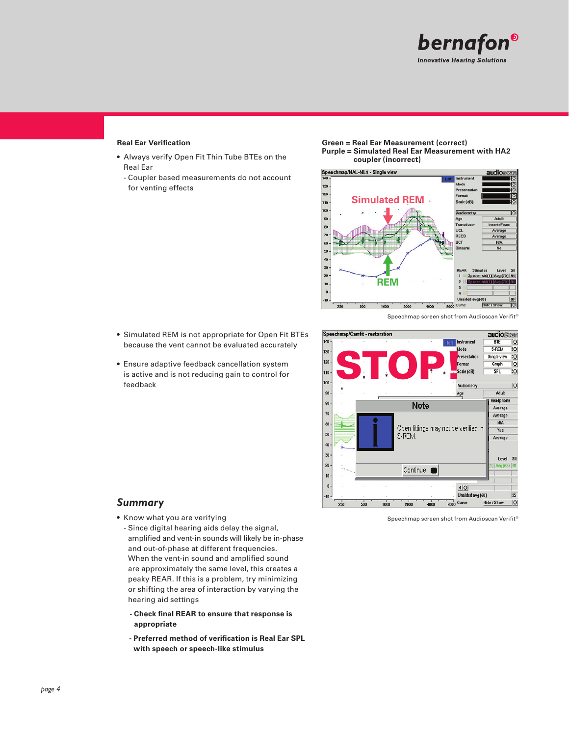### Real Ear Verification

- Always verify Open Fit Thin Tube BTEs on the Real Ear
  - Coupler based measurements do not account for venting effects

**Green = Real Ear Measurement (correct)**
**Purple = Simulated Real Ear Measurement with HA2 coupler (incorrect)**

Speechmap screen shot from Audioscan Verifit®

- Simulated REM is not appropriate for Open Fit BTEs because the vent cannot be evaluated accurately
- Ensure adaptive feedback cancellation system is active and is not reducing gain to control for feedback

Speechmap screen shot from Audioscan Verifit®

## *Summary*

- Know what you are verifying
  - Since digital hearing aids delay the signal, amplified and vent-in sounds will likely be in-phase and out-of-phase at different frequencies. When the vent-in sound and amplified sound are approximately the same level, this creates a peaky REAR. If this is a problem, try minimizing or shifting the area of interaction by varying the hearing aid settings
  - **Check final REAR to ensure that response is appropriate**
  - **Preferred method of verification is Real Ear SPL with speech or speech-like stimulus**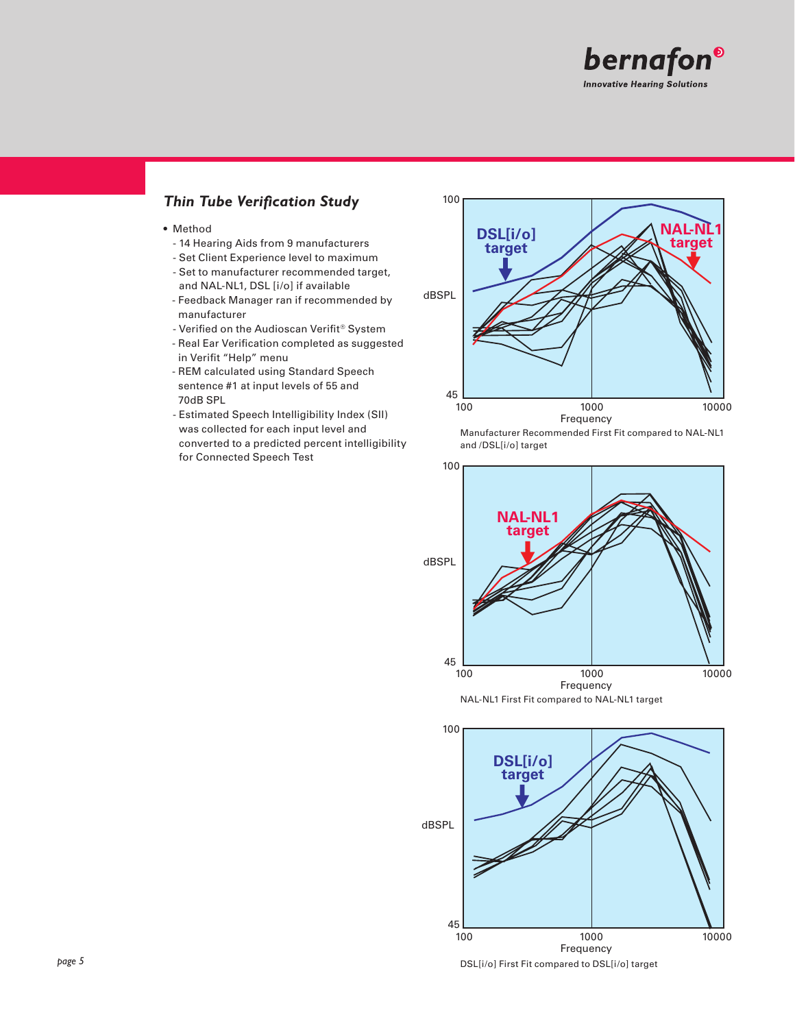## Thin Tube Verification Study

- Method
  - 14 Hearing Aids from 9 manufacturers
  - Set Client Experience level to maximum
  - Set to manufacturer recommended target, and NAL-NL1, DSL [i/o] if available
  - Feedback Manager ran if recommended by manufacturer
  - Verified on the Audioscan Verifit® System
  - Real Ear Verification completed as suggested in Verifit "Help" menu
  - REM calculated using Standard Speech sentence #1 at input levels of 55 and 70dB SPL
  - Estimated Speech Intelligibility Index (SII) was collected for each input level and converted to a predicted percent intelligibility for Connected Speech Test

Manufacturer Recommended First Fit compared to NAL-NL1 and /DSL[i/o] target

NAL-NL1 First Fit compared to NAL-NL1 target

DSL[i/o] First Fit compared to DSL[i/o] target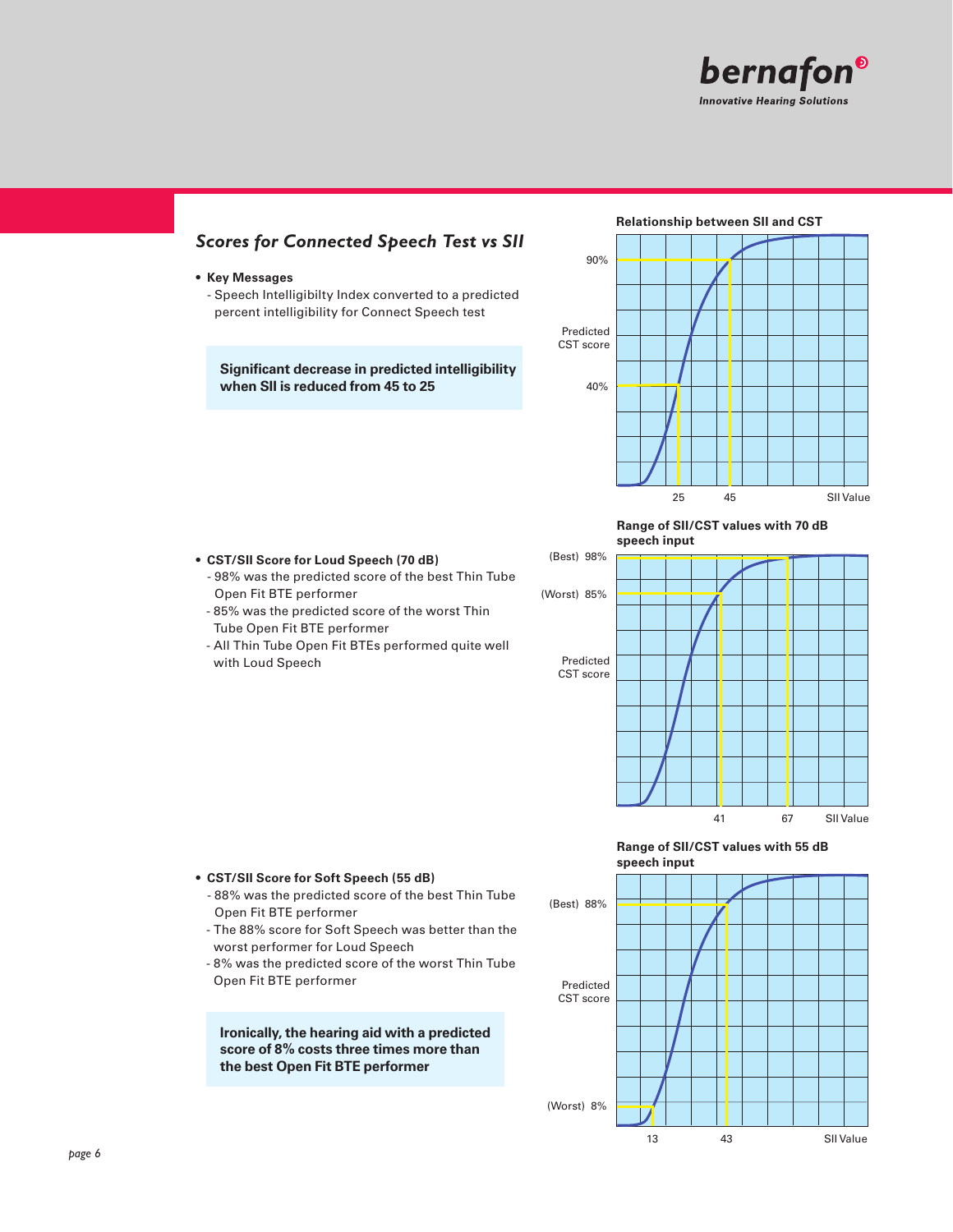## *Scores for Connected Speech Test vs SII*

- **Key Messages**
  - Speech Intelligibilty Index converted to a predicted percent intelligibility for Connect Speech test

**Significant decrease in predicted intelligibility when SII is reduced from 45 to 25**

**Relationship between SII and CST**

90%

Predicted CST score

40%

25

45

SII Value

- **CST/SII Score for Loud Speech (70 dB)**
  - 98% was the predicted score of the best Thin Tube Open Fit BTE performer
  - 85% was the predicted score of the worst Thin Tube Open Fit BTE performer
  - All Thin Tube Open Fit BTEs performed quite well with Loud Speech

**Range of SII/CST values with 70 dB speech input**

(Best) 98%

(Worst) 85%

Predicted CST score

41

67

SII Value

- **CST/SII Score for Soft Speech (55 dB)**
  - 88% was the predicted score of the best Thin Tube Open Fit BTE performer
  - The 88% score for Soft Speech was better than the worst performer for Loud Speech
  - 8% was the predicted score of the worst Thin Tube Open Fit BTE performer

**Ironically, the hearing aid with a predicted score of 8% costs three times more than the best Open Fit BTE performer**

**Range of SII/CST values with 55 dB speech input**

(Best) 88%

Predicted CST score

(Worst) 8%

13

43

SII Value